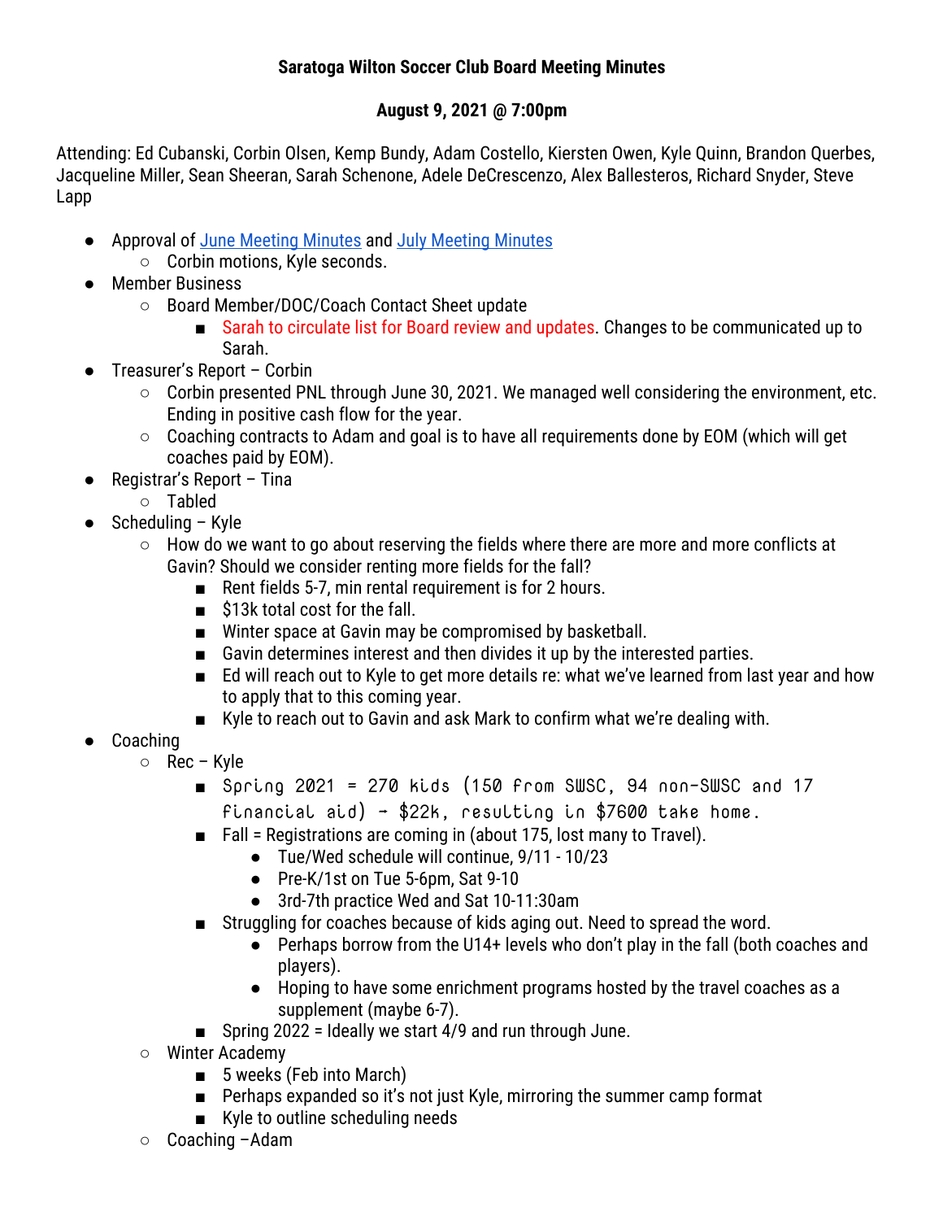**Saratoga Wilton Soccer Club Board Meeting Minutes**

**August 9, 2021 @ 7:00pm**

Attending: Ed Cubanski, Corbin Olsen, Kemp Bundy, Adam Costello, Kiersten Owen, Kyle Quinn, Brandon Querbes, Jacqueline Miller, Sean Sheeran, Sarah Schenone, Adele DeCrescenzo, Alex Ballesteros, Richard Snyder, Steve Lapp

- Approval of June Meeting Minutes and July Meeting Minutes
  - Corbin motions, Kyle seconds.
- Member Business
  - Board Member/DOC/Coach Contact Sheet update
    - Sarah to circulate list for Board review and updates. Changes to be communicated up to Sarah.
- Treasurer's Report – Corbin
  - Corbin presented PNL through June 30, 2021. We managed well considering the environment, etc. Ending in positive cash flow for the year.
  - Coaching contracts to Adam and goal is to have all requirements done by EOM (which will get coaches paid by EOM).
- Registrar's Report – Tina
  - Tabled
- Scheduling – Kyle
  - How do we want to go about reserving the fields where there are more and more conflicts at Gavin? Should we consider renting more fields for the fall?
    - Rent fields 5-7, min rental requirement is for 2 hours.
    - $13k total cost for the fall.
    - Winter space at Gavin may be compromised by basketball.
    - Gavin determines interest and then divides it up by the interested parties.
    - Ed will reach out to Kyle to get more details re: what we've learned from last year and how to apply that to this coming year.
    - Kyle to reach out to Gavin and ask Mark to confirm what we're dealing with.
- Coaching
  - Rec – Kyle
    - Spring 2021 = 270 kids (150 from SWSC, 94 non-SWSC and 17 financial aid) - $22k, resulting in $7600 take home.
    - Fall = Registrations are coming in (about 175, lost many to Travel).
      - Tue/Wed schedule will continue, 9/11 - 10/23
      - Pre-K/1st on Tue 5-6pm, Sat 9-10
      - 3rd-7th practice Wed and Sat 10-11:30am
    - Struggling for coaches because of kids aging out. Need to spread the word.
      - Perhaps borrow from the U14+ levels who don't play in the fall (both coaches and players).
      - Hoping to have some enrichment programs hosted by the travel coaches as a supplement (maybe 6-7).
    - Spring 2022 = Ideally we start 4/9 and run through June.
  - Winter Academy
    - 5 weeks (Feb into March)
    - Perhaps expanded so it's not just Kyle, mirroring the summer camp format
    - Kyle to outline scheduling needs
  - Coaching –Adam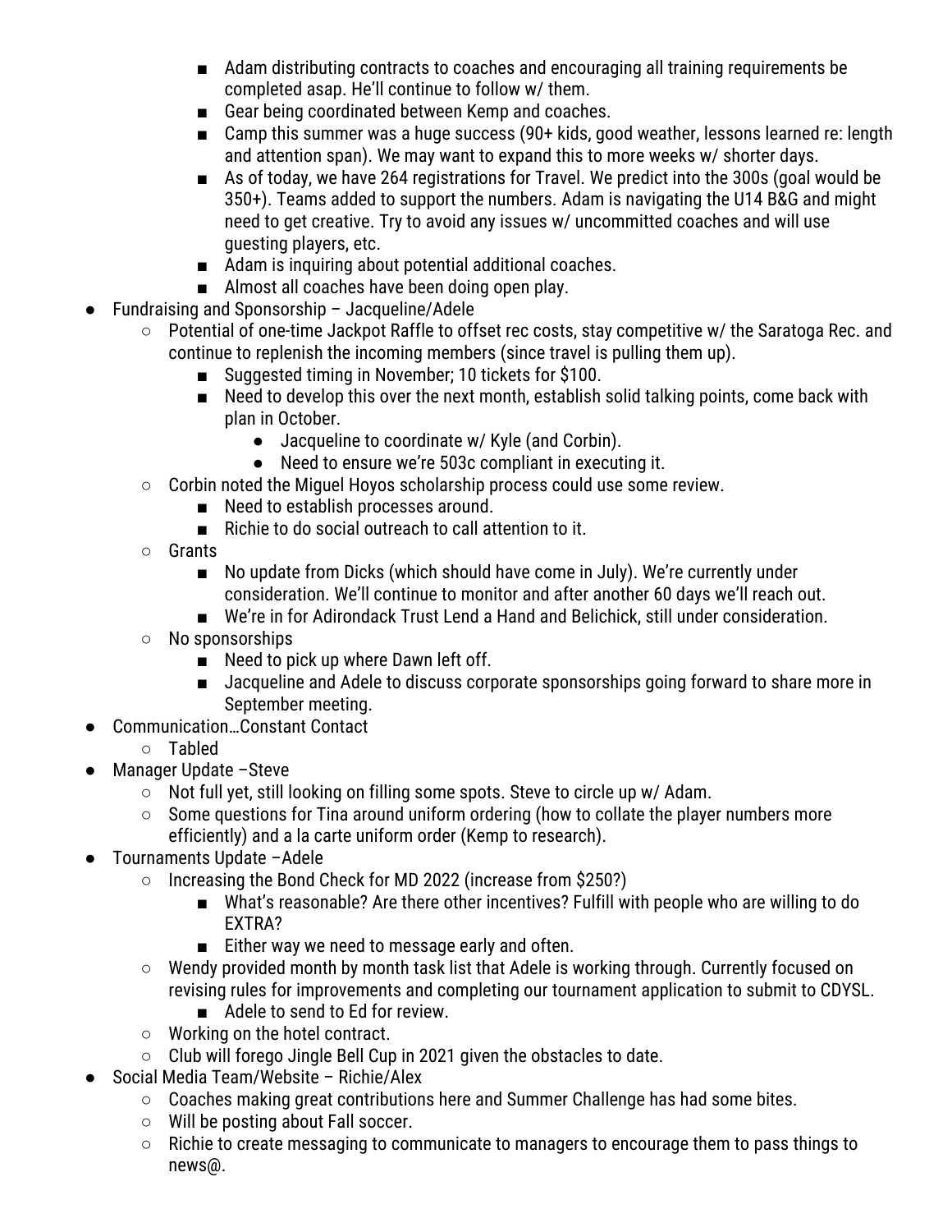- Adam distributing contracts to coaches and encouraging all training requirements be completed asap. He'll continue to follow w/ them.
        - Gear being coordinated between Kemp and coaches.
        - Camp this summer was a huge success (90+ kids, good weather, lessons learned re: length and attention span). We may want to expand this to more weeks w/ shorter days.
        - As of today, we have 264 registrations for Travel. We predict into the 300s (goal would be 350+). Teams added to support the numbers. Adam is navigating the U14 B&G and might need to get creative. Try to avoid any issues w/ uncommitted coaches and will use guesting players, etc.
        - Adam is inquiring about potential additional coaches.
        - Almost all coaches have been doing open play.
- Fundraising and Sponsorship – Jacqueline/Adele
    - Potential of one-time Jackpot Raffle to offset rec costs, stay competitive w/ the Saratoga Rec. and continue to replenish the incoming members (since travel is pulling them up).
        - Suggested timing in November; 10 tickets for $100.
        - Need to develop this over the next month, establish solid talking points, come back with plan in October.
            - Jacqueline to coordinate w/ Kyle (and Corbin).
            - Need to ensure we're 503c compliant in executing it.
    - Corbin noted the Miguel Hoyos scholarship process could use some review.
        - Need to establish processes around.
        - Richie to do social outreach to call attention to it.
    - Grants
        - No update from Dicks (which should have come in July). We're currently under consideration. We'll continue to monitor and after another 60 days we'll reach out.
        - We're in for Adirondack Trust Lend a Hand and Belichick, still under consideration.
    - No sponsorships
        - Need to pick up where Dawn left off.
        - Jacqueline and Adele to discuss corporate sponsorships going forward to share more in September meeting.
- Communication…Constant Contact
    - Tabled
- Manager Update –Steve
    - Not full yet, still looking on filling some spots. Steve to circle up w/ Adam.
    - Some questions for Tina around uniform ordering (how to collate the player numbers more efficiently) and a la carte uniform order (Kemp to research).
- Tournaments Update –Adele
    - Increasing the Bond Check for MD 2022 (increase from $250?)
        - What's reasonable? Are there other incentives? Fulfill with people who are willing to do EXTRA?
        - Either way we need to message early and often.
    - Wendy provided month by month task list that Adele is working through. Currently focused on revising rules for improvements and completing our tournament application to submit to CDYSL.
        - Adele to send to Ed for review.
    - Working on the hotel contract.
    - Club will forego Jingle Bell Cup in 2021 given the obstacles to date.
- Social Media Team/Website – Richie/Alex
    - Coaches making great contributions here and Summer Challenge has had some bites.
    - Will be posting about Fall soccer.
    - Richie to create messaging to communicate to managers to encourage them to pass things to news@.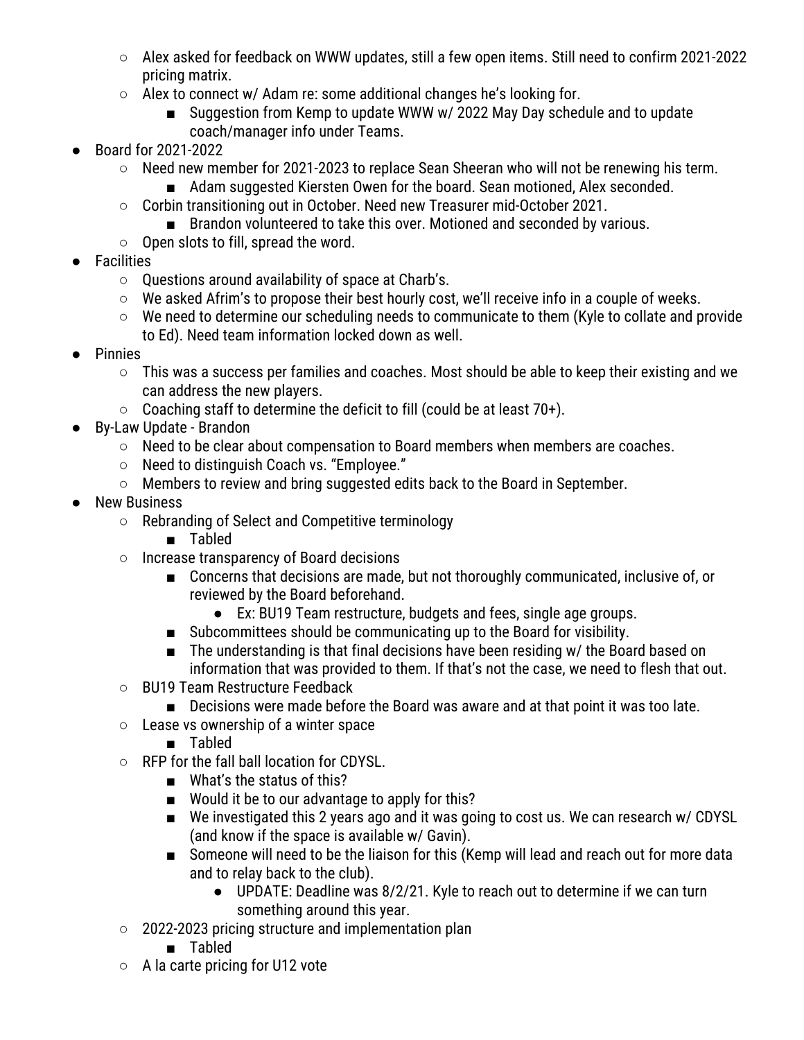- Alex asked for feedback on WWW updates, still a few open items. Still need to confirm 2021-2022 pricing matrix.
    - Alex to connect w/ Adam re: some additional changes he's looking for.
        - Suggestion from Kemp to update WWW w/ 2022 May Day schedule and to update coach/manager info under Teams.
- Board for 2021-2022
    - Need new member for 2021-2023 to replace Sean Sheeran who will not be renewing his term.
        - Adam suggested Kiersten Owen for the board. Sean motioned, Alex seconded.
    - Corbin transitioning out in October. Need new Treasurer mid-October 2021.
        - Brandon volunteered to take this over. Motioned and seconded by various.
    - Open slots to fill, spread the word.
- Facilities
    - Questions around availability of space at Charb's.
    - We asked Afrim's to propose their best hourly cost, we'll receive info in a couple of weeks.
    - We need to determine our scheduling needs to communicate to them (Kyle to collate and provide to Ed). Need team information locked down as well.
- Pinnies
    - This was a success per families and coaches. Most should be able to keep their existing and we can address the new players.
    - Coaching staff to determine the deficit to fill (could be at least 70+).
- By-Law Update - Brandon
    - Need to be clear about compensation to Board members when members are coaches.
    - Need to distinguish Coach vs. "Employee."
    - Members to review and bring suggested edits back to the Board in September.
- New Business
    - Rebranding of Select and Competitive terminology
        - Tabled
    - Increase transparency of Board decisions
        - Concerns that decisions are made, but not thoroughly communicated, inclusive of, or reviewed by the Board beforehand.
            - Ex: BU19 Team restructure, budgets and fees, single age groups.
        - Subcommittees should be communicating up to the Board for visibility.
        - The understanding is that final decisions have been residing w/ the Board based on information that was provided to them. If that's not the case, we need to flesh that out.
    - BU19 Team Restructure Feedback
        - Decisions were made before the Board was aware and at that point it was too late.
    - Lease vs ownership of a winter space
        - Tabled
    - RFP for the fall ball location for CDYSL.
        - What's the status of this?
        - Would it be to our advantage to apply for this?
        - We investigated this 2 years ago and it was going to cost us. We can research w/ CDYSL (and know if the space is available w/ Gavin).
        - Someone will need to be the liaison for this (Kemp will lead and reach out for more data and to relay back to the club).
            - UPDATE: Deadline was 8/2/21. Kyle to reach out to determine if we can turn something around this year.
    - 2022-2023 pricing structure and implementation plan
        - Tabled
    - A la carte pricing for U12 vote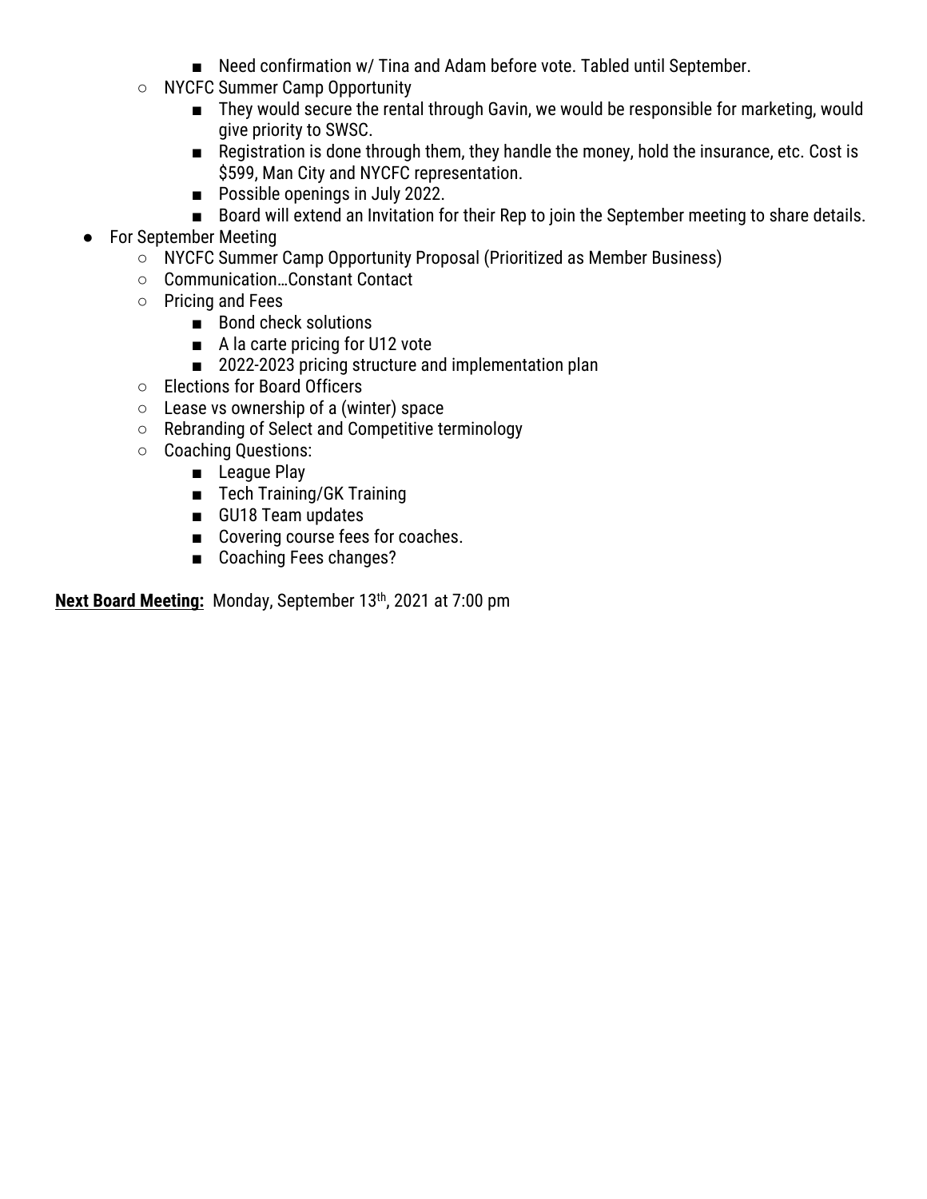- Need confirmation w/ Tina and Adam before vote. Tabled until September.
    - NYCFC Summer Camp Opportunity
        - They would secure the rental through Gavin, we would be responsible for marketing, would give priority to SWSC.
        - Registration is done through them, they handle the money, hold the insurance, etc. Cost is $599, Man City and NYCFC representation.
        - Possible openings in July 2022.
        - Board will extend an Invitation for their Rep to join the September meeting to share details.
- For September Meeting
    - NYCFC Summer Camp Opportunity Proposal (Prioritized as Member Business)
    - Communication…Constant Contact
    - Pricing and Fees
        - Bond check solutions
        - A la carte pricing for U12 vote
        - 2022-2023 pricing structure and implementation plan
    - Elections for Board Officers
    - Lease vs ownership of a (winter) space
    - Rebranding of Select and Competitive terminology
    - Coaching Questions:
        - League Play
        - Tech Training/GK Training
        - GU18 Team updates
        - Covering course fees for coaches.
        - Coaching Fees changes?

**<u>Next Board Meeting:</u>** Monday, September 13th, 2021 at 7:00 pm